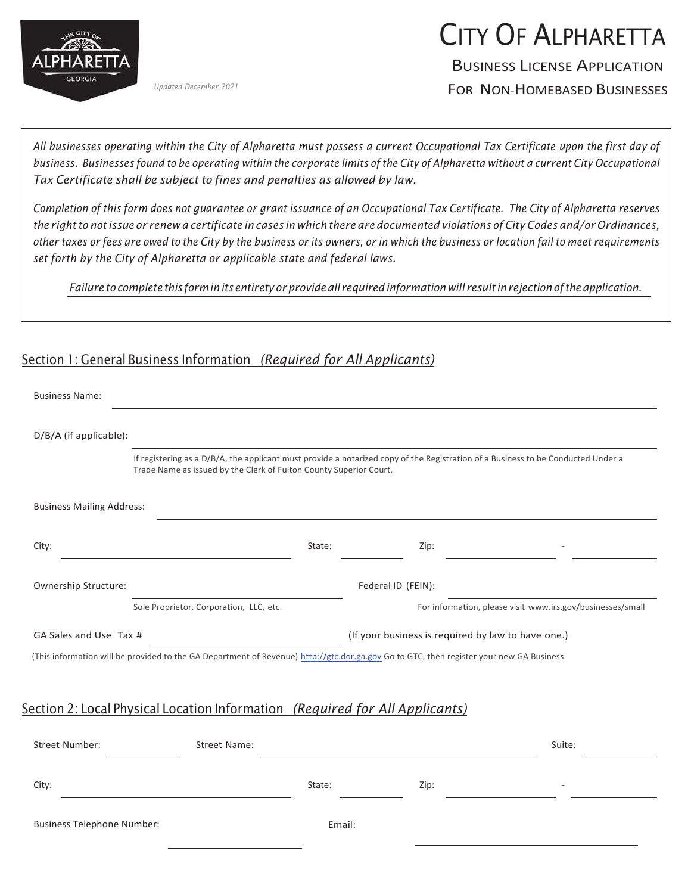# City Of Alpharetta

## Business License Application

## For Non-Homebased Businesses

*Updated December 2021*

*All businesses operating within the City of Alpharetta must possess a current Occupational Tax Certificate upon the first day of business. Businesses found to be operating within the corporate limits of the City of Alpharetta without a current City Occupational Tax Certificate shall be subject to fines and penalties as allowed by law.*

*Completion of this form does not guarantee or grant issuance of an Occupational Tax Certificate. The City of Alpharetta reserves the right to not issue or renew a certificate in cases in which there are documented violations of City Codes and/or Ordinances, other taxes or fees are owed to the City by the business or its owners, or in which the business or location fail to meet requirements set forth by the City of Alpharetta or applicable state and federal laws.*

*Failure to complete this form in its entirety or provide all required information will result in rejection of the application.*

## Section 1: General Business Information *(Required for All Applicants)*

Business Name: ______________________________

D/B/A (if applicable): ______________________________

If registering as a D/B/A, the applicant must provide a notarized copy of the Registration of a Business to be Conducted Under a Trade Name as issued by the Clerk of Fulton County Superior Court.

Business Mailing Address: ______________________________

City: ______________ State: ________ Zip: __________ - ______

Ownership Structure: ______________________________ Federal ID (FEIN): ______________________________

Sole Proprietor, Corporation, LLC, etc. — For information, please visit www.irs.gov/businesses/small

GA Sales and Use Tax # ______________________________ (If your business is required by law to have one.)

(This information will be provided to the GA Department of Revenue) http://gtc.dor.ga.gov Go to GTC, then register your new GA Business.

## Section 2: Local Physical Location Information *(Required for All Applicants)*

Street Number: ________ Street Name: ______________________________ Suite: ________

City: ______________ State: ________ Zip: __________ - ______

Business Telephone Number: ______________ Email: ______________________________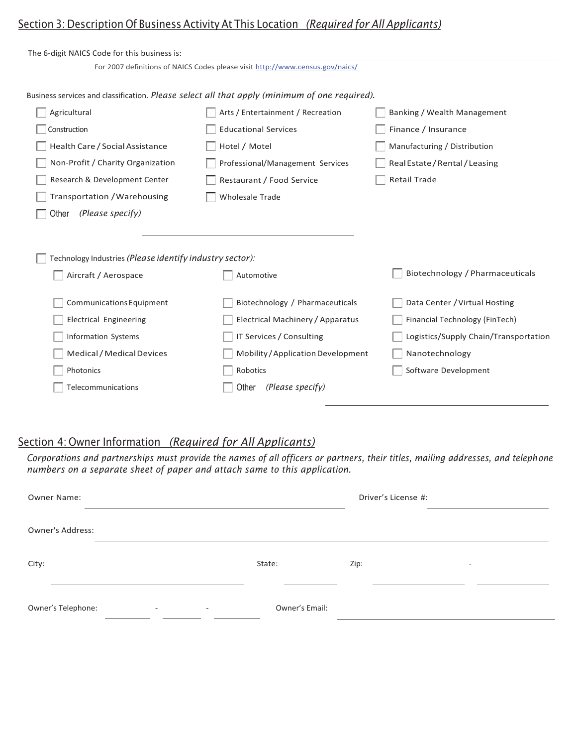## Section 3: Description Of Business Activity At This Location *(Required for All Applicants)*

The 6-digit NAICS Code for this business is: ______________________________

For 2007 definitions of NAICS Codes please visit http://www.census.gov/naics/

Business services and classification. *Please select all that apply (minimum of one required).*

- ☐ Agricultural
- ☐ Arts / Entertainment / Recreation
- ☐ Banking / Wealth Management
- ☐ Construction
- ☐ Educational Services
- ☐ Finance / Insurance
- ☐ Health Care / Social Assistance
- ☐ Hotel / Motel
- ☐ Manufacturing / Distribution
- ☐ Non-Profit / Charity Organization
- ☐ Professional/Management Services
- ☐ Real Estate / Rental / Leasing
- ☐ Research & Development Center
- ☐ Restaurant / Food Service
- ☐ Retail Trade
- ☐ Transportation / Warehousing
- ☐ Wholesale Trade
- ☐ Other *(Please specify)* ______________________________

☐ Technology Industries *(Please identify industry sector):*

- ☐ Aircraft / Aerospace
- ☐ Automotive
- ☐ Biotechnology / Pharmaceuticals
- ☐ Communications Equipment
- ☐ Biotechnology / Pharmaceuticals
- ☐ Data Center / Virtual Hosting
- ☐ Electrical Engineering
- ☐ Electrical Machinery / Apparatus
- ☐ Financial Technology (FinTech)
- ☐ Information Systems
- ☐ IT Services / Consulting
- ☐ Logistics/Supply Chain/Transportation
- ☐ Medical / Medical Devices
- ☐ Mobility / Application Development
- ☐ Nanotechnology
- ☐ Photonics
- ☐ Robotics
- ☐ Software Development
- ☐ Telecommunications
- ☐ Other *(Please specify)* ______________________________

## Section 4: Owner Information *(Required for All Applicants)*

*Corporations and partnerships must provide the names of all officers or partners, their titles, mailing addresses, and telephone numbers on a separate sheet of paper and attach same to this application.*

Owner Name: ______________________________ Driver's License #: ______________________________

Owner's Address: ______________________________

City: ______________________________ State: __________ Zip: __________ - __________

Owner's Telephone: ________ - ________ - ________ Owner's Email: ______________________________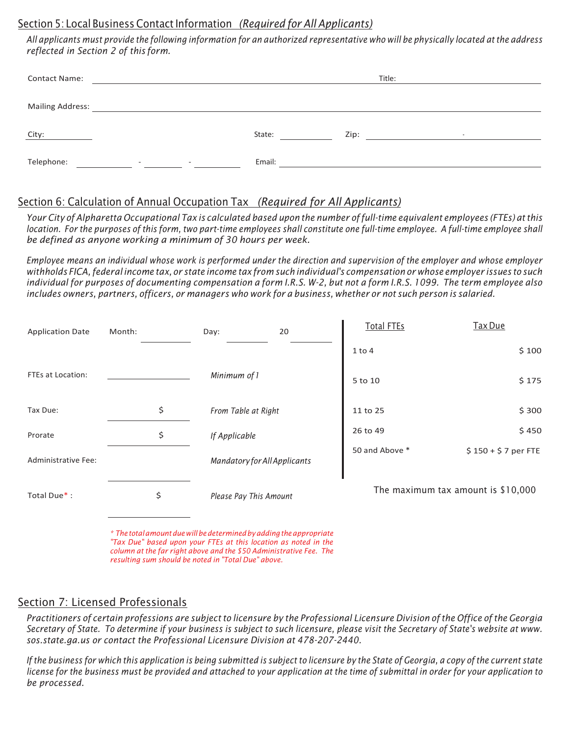## Section 5: Local Business Contact Information *(Required for All Applicants)*

*All applicants must provide the following information for an authorized representative who will be physically located at the address reflected in Section 2 of this form.*

Contact Name: ______________________________ Title: ______________________________

Mailing Address: ______________________________________________________________

City: ____________ State: ____________ Zip: ____________ - ____________

Telephone: ________ - ________ - ________ Email: ______________________________

## Section 6: Calculation of Annual Occupation Tax *(Required for All Applicants)*

*Your City of Alpharetta Occupational Tax is calculated based upon the number of full-time equivalent employees (FTEs) at this location. For the purposes of this form, two part-time employees shall constitute one full-time employee. A full-time employee shall be defined as anyone working a minimum of 30 hours per week.*

*Employee means an individual whose work is performed under the direction and supervision of the employer and whose employer withholds FICA, federal income tax, or state income tax from such individual's compensation or whose employer issues to such individual for purposes of documenting compensation a form I.R.S. W-2, but not a form I.R.S. 1099. The term employee also includes owners, partners, officers, or managers who work for a business, whether or not such person is salaried.*

Application Date Month: ________ Day: ________ 20 ________

FTEs at Location: ________ *Minimum of 1*

Tax Due: $ ________ *From Table at Right*

Prorate $ ________ *If Applicable*

Administrative Fee: ________ *Mandatory for All Applicants*

Total Due* : $ ________ *Please Pay This Amount*

| Total FTEs | Tax Due |
|---|---|
| 1 to 4 | $ 100 |
| 5 to 10 | $ 175 |
| 11 to 25 | $ 300 |
| 26 to 49 | $ 450 |
| 50 and Above * | $ 150 + $ 7 per FTE |

The maximum tax amount is $10,000

*\* The total amount due will be determined by adding the appropriate "Tax Due" based upon your FTEs at this location as noted in the column at the far right above and the $50 Administrative Fee. The resulting sum should be noted in "Total Due" above.*

## Section 7: Licensed Professionals

*Practitioners of certain professions are subject to licensure by the Professional Licensure Division of the Office of the Georgia Secretary of State. To determine if your business is subject to such licensure, please visit the Secretary of State's website at www.sos.state.ga.us or contact the Professional Licensure Division at 478-207-2440.*

*If the business for which this application is being submitted is subject to licensure by the State of Georgia, a copy of the current state license for the business must be provided and attached to your application at the time of submittal in order for your application to be processed.*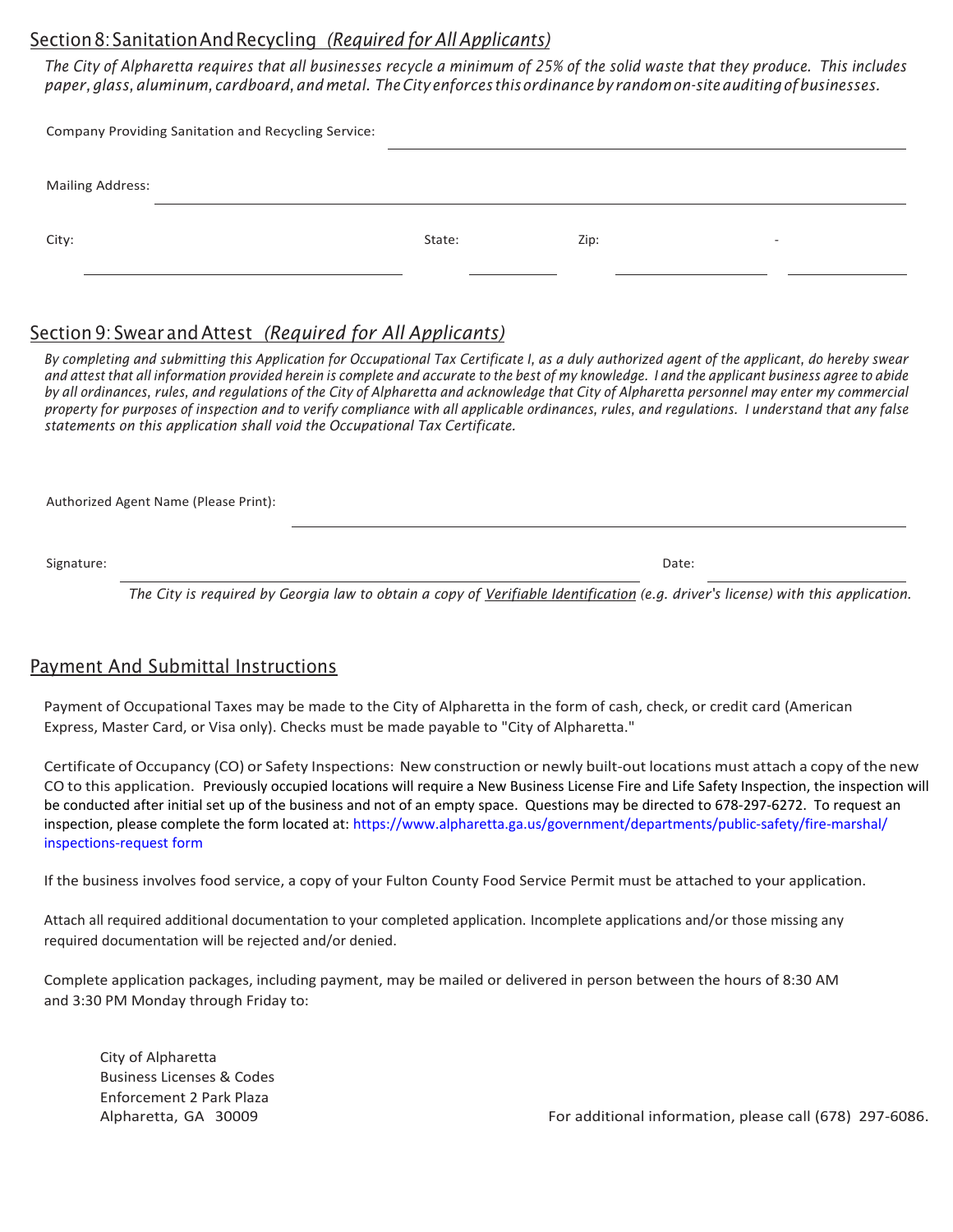## Section 8: Sanitation And Recycling *(Required for All Applicants)*

*The City of Alpharetta requires that all businesses recycle a minimum of 25% of the solid waste that they produce. This includes paper, glass, aluminum, cardboard, and metal. The City enforces this ordinance by random on-site auditing of businesses.*

Company Providing Sanitation and Recycling Service: ______________________________

Mailing Address: ______________________________

City: ______________ State: ______ Zip: __________ - ______

## Section 9: Swear and Attest *(Required for All Applicants)*

*By completing and submitting this Application for Occupational Tax Certificate I, as a duly authorized agent of the applicant, do hereby swear and attest that all information provided herein is complete and accurate to the best of my knowledge. I and the applicant business agree to abide by all ordinances, rules, and regulations of the City of Alpharetta and acknowledge that City of Alpharetta personnel may enter my commercial property for purposes of inspection and to verify compliance with all applicable ordinances, rules, and regulations. I understand that any false statements on this application shall void the Occupational Tax Certificate.*

Authorized Agent Name (Please Print): ______________________________

Signature: ______________________________ Date: ______________

*The City is required by Georgia law to obtain a copy of Verifiable Identification (e.g. driver's license) with this application.*

## Payment And Submittal Instructions

Payment of Occupational Taxes may be made to the City of Alpharetta in the form of cash, check, or credit card (American Express, Master Card, or Visa only). Checks must be made payable to "City of Alpharetta."

Certificate of Occupancy (CO) or Safety Inspections: New construction or newly built-out locations must attach a copy of the new CO to this application. Previously occupied locations will require a New Business License Fire and Life Safety Inspection, the inspection will be conducted after initial set up of the business and not of an empty space. Questions may be directed to 678-297-6272. To request an inspection, please complete the form located at: https://www.alpharetta.ga.us/government/departments/public-safety/fire-marshal/inspections-request form

If the business involves food service, a copy of your Fulton County Food Service Permit must be attached to your application.

Attach all required additional documentation to your completed application. Incomplete applications and/or those missing any required documentation will be rejected and/or denied.

Complete application packages, including payment, may be mailed or delivered in person between the hours of 8:30 AM and 3:30 PM Monday through Friday to:

City of Alpharetta
Business Licenses & Codes
Enforcement 2 Park Plaza
Alpharetta, GA 30009

For additional information, please call (678) 297-6086.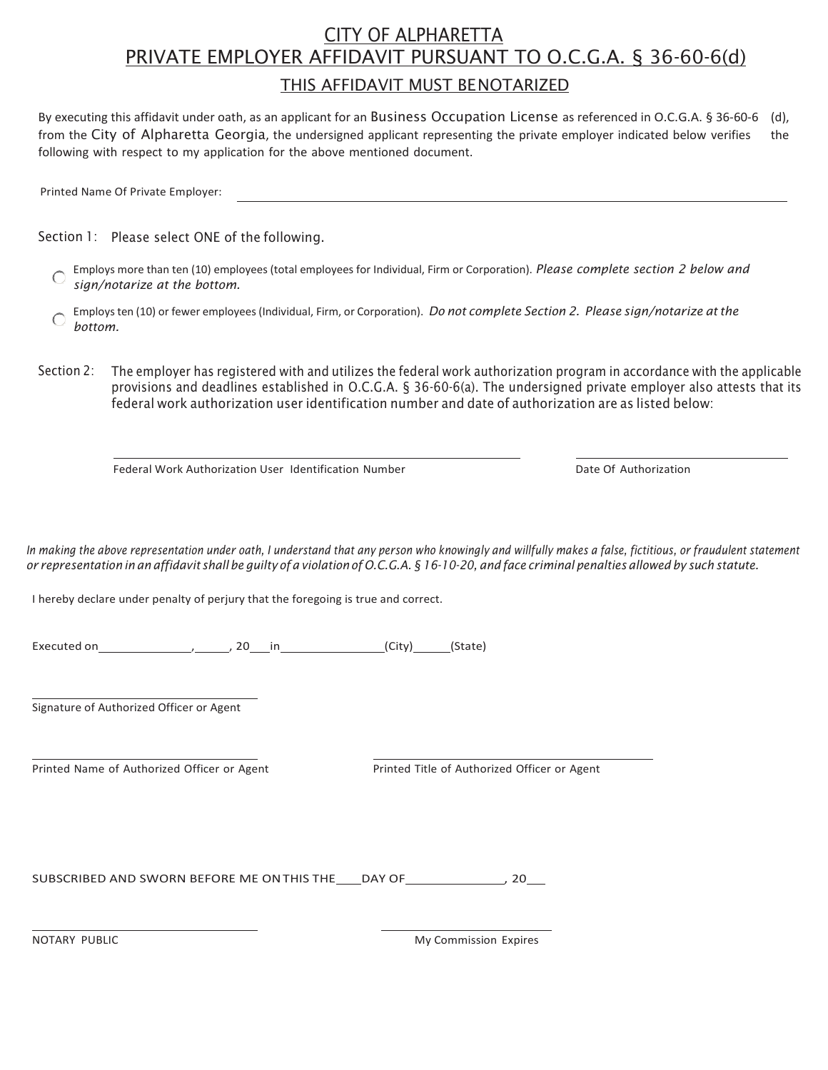# CITY OF ALPHARETTA

## PRIVATE EMPLOYER AFFIDAVIT PURSUANT TO O.C.G.A. § 36-60-6(d)

### THIS AFFIDAVIT MUST BE NOTARIZED

By executing this affidavit under oath, as an applicant for an Business Occupation License as referenced in O.C.G.A. § 36-60-6 (d), from the City of Alpharetta Georgia, the undersigned applicant representing the private employer indicated below verifies the following with respect to my application for the above mentioned document.

Printed Name Of Private Employer: ______________________________

Section 1: Please select ONE of the following.

- ○ Employs more than ten (10) employees (total employees for Individual, Firm or Corporation). *Please complete section 2 below and sign/notarize at the bottom.*
- ○ Employs ten (10) or fewer employees (Individual, Firm, or Corporation). *Do not complete Section 2. Please sign/notarize at the bottom.*

Section 2: The employer has registered with and utilizes the federal work authorization program in accordance with the applicable provisions and deadlines established in O.C.G.A. § 36-60-6(a). The undersigned private employer also attests that its federal work authorization user identification number and date of authorization are as listed below:

______________________________ Federal Work Authorization User Identification Number

______________________________ Date Of Authorization

*In making the above representation under oath, I understand that any person who knowingly and willfully makes a false, fictitious, or fraudulent statement or representation in an affidavit shall be guilty of a violation of O.C.G.A. § 16-10-20, and face criminal penalties allowed by such statute.*

I hereby declare under penalty of perjury that the foregoing is true and correct.

Executed on______________, _____, 20___in________________(City)______(State)

______________________________
Signature of Authorized Officer or Agent

______________________________
Printed Name of Authorized Officer or Agent

______________________________
Printed Title of Authorized Officer or Agent

SUBSCRIBED AND SWORN BEFORE ME ON THIS THE____DAY OF______________, 20___

______________________________
NOTARY PUBLIC

______________________________
My Commission Expires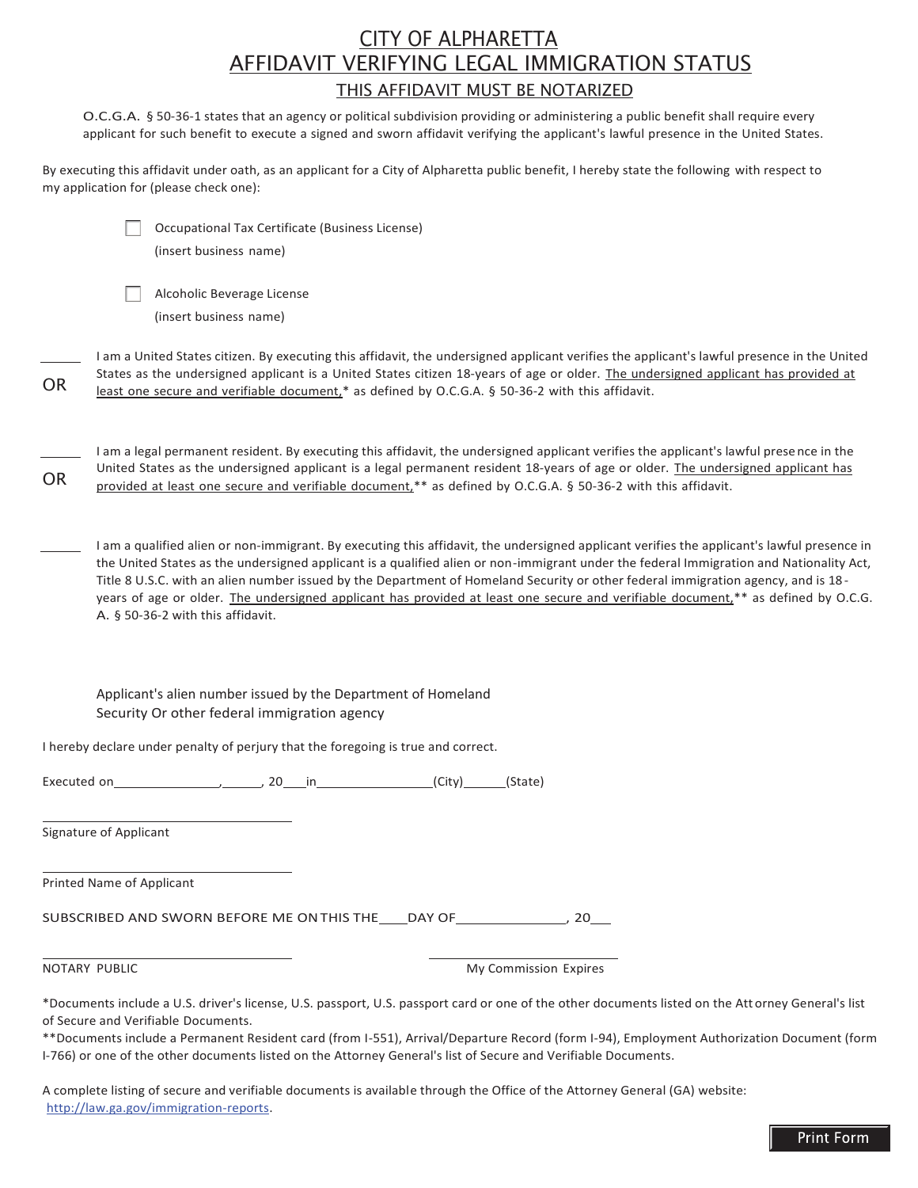# CITY OF ALPHARETTA
# AFFIDAVIT VERIFYING LEGAL IMMIGRATION STATUS
## THIS AFFIDAVIT MUST BE NOTARIZED

O.C.G.A. § 50-36-1 states that an agency or political subdivision providing or administering a public benefit shall require every applicant for such benefit to execute a signed and sworn affidavit verifying the applicant's lawful presence in the United States.

By executing this affidavit under oath, as an applicant for a City of Alpharetta public benefit, I hereby state the following with respect to my application for (please check one):

- [ ] Occupational Tax Certificate (Business License)
  (insert business name)

- [ ] Alcoholic Beverage License
  (insert business name)

______ I am a United States citizen. By executing this affidavit, the undersigned applicant verifies the applicant's lawful presence in the United States as the undersigned applicant is a United States citizen 18-years of age or older. <u>The undersigned applicant has provided at least one secure and verifiable document,</u>* as defined by O.C.G.A. § 50-36-2 with this affidavit.

OR

______ I am a legal permanent resident. By executing this affidavit, the undersigned applicant verifies the applicant's lawful presence in the United States as the undersigned applicant is a legal permanent resident 18-years of age or older. <u>The undersigned applicant has provided at least one secure and verifiable document,</u>** as defined by O.C.G.A. § 50-36-2 with this affidavit.

OR

______ I am a qualified alien or non-immigrant. By executing this affidavit, the undersigned applicant verifies the applicant's lawful presence in the United States as the undersigned applicant is a qualified alien or non-immigrant under the federal Immigration and Nationality Act, Title 8 U.S.C. with an alien number issued by the Department of Homeland Security or other federal immigration agency, and is 18-years of age or older. <u>The undersigned applicant has provided at least one secure and verifiable document,</u>** as defined by O.C.G. A. § 50-36-2 with this affidavit.

Applicant's alien number issued by the Department of Homeland Security Or other federal immigration agency

I hereby declare under penalty of perjury that the foregoing is true and correct.

Executed on______________, ______, 20___in________________(City)______(State)

________________________________
Signature of Applicant

________________________________
Printed Name of Applicant

SUBSCRIBED AND SWORN BEFORE ME ON THIS THE____DAY OF______________, 20___

________________________________ ________________________________
NOTARY PUBLIC My Commission Expires

*Documents include a U.S. driver's license, U.S. passport, U.S. passport card or one of the other documents listed on the Attorney General's list of Secure and Verifiable Documents.

**Documents include a Permanent Resident card (from I-551), Arrival/Departure Record (form I-94), Employment Authorization Document (form I-766) or one of the other documents listed on the Attorney General's list of Secure and Verifiable Documents.

A complete listing of secure and verifiable documents is available through the Office of the Attorney General (GA) website: http://law.ga.gov/immigration-reports.

Print Form